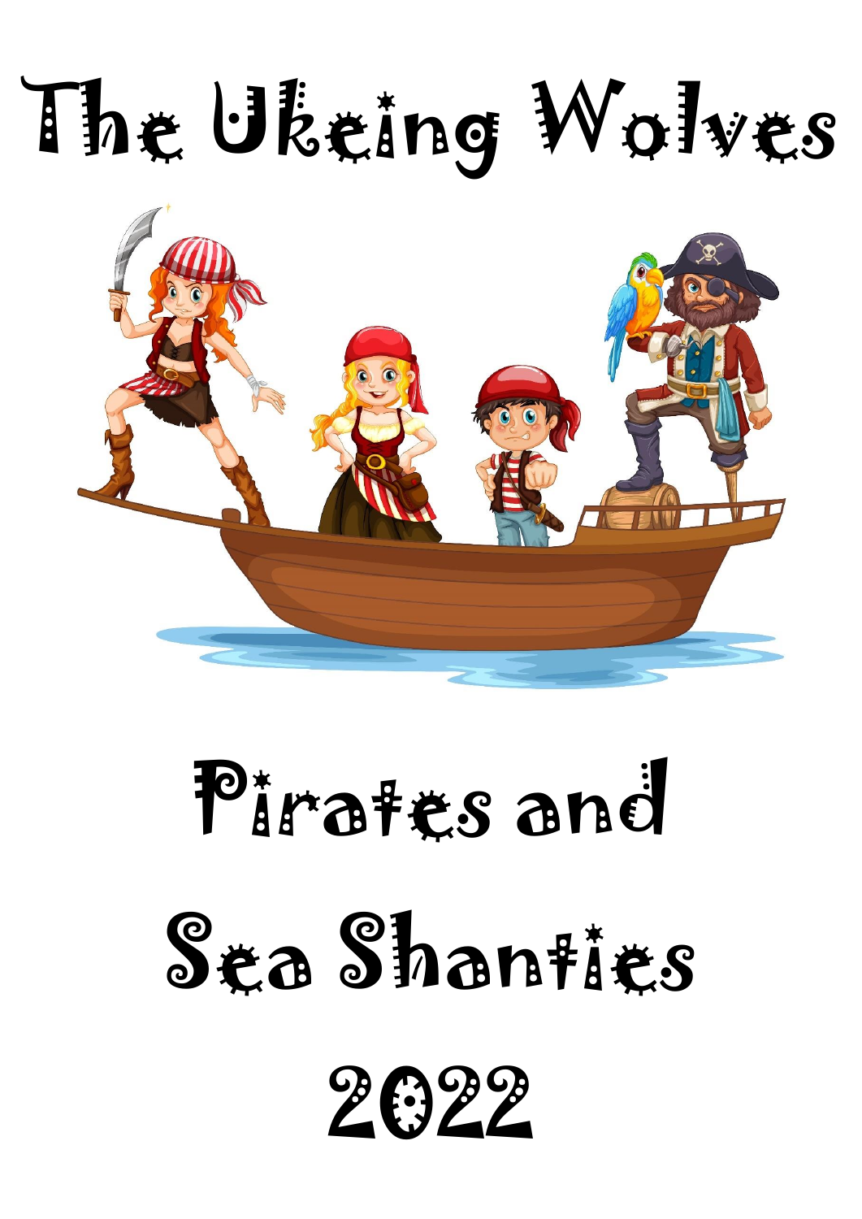# The Ukeing Wolves

# Pirates and Sea Shanties 2022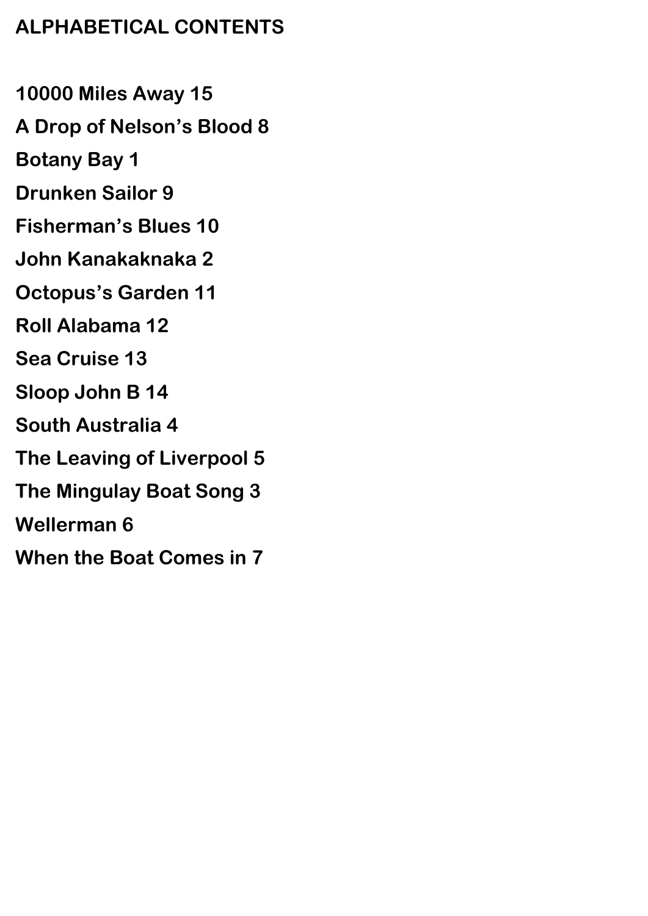## ALPHABETICAL CONTENTS

**10000 Miles Away 15**

**A Drop of Nelson's Blood 8**

**Botany Bay 1**

**Drunken Sailor 9**

**Fisherman's Blues 10**

**John Kanakaknaka 2**

**Octopus's Garden 11**

**Roll Alabama 12**

**Sea Cruise 13**

**Sloop John B 14**

**South Australia 4**

**The Leaving of Liverpool 5**

**The Mingulay Boat Song 3**

**Wellerman 6**

**When the Boat Comes in 7**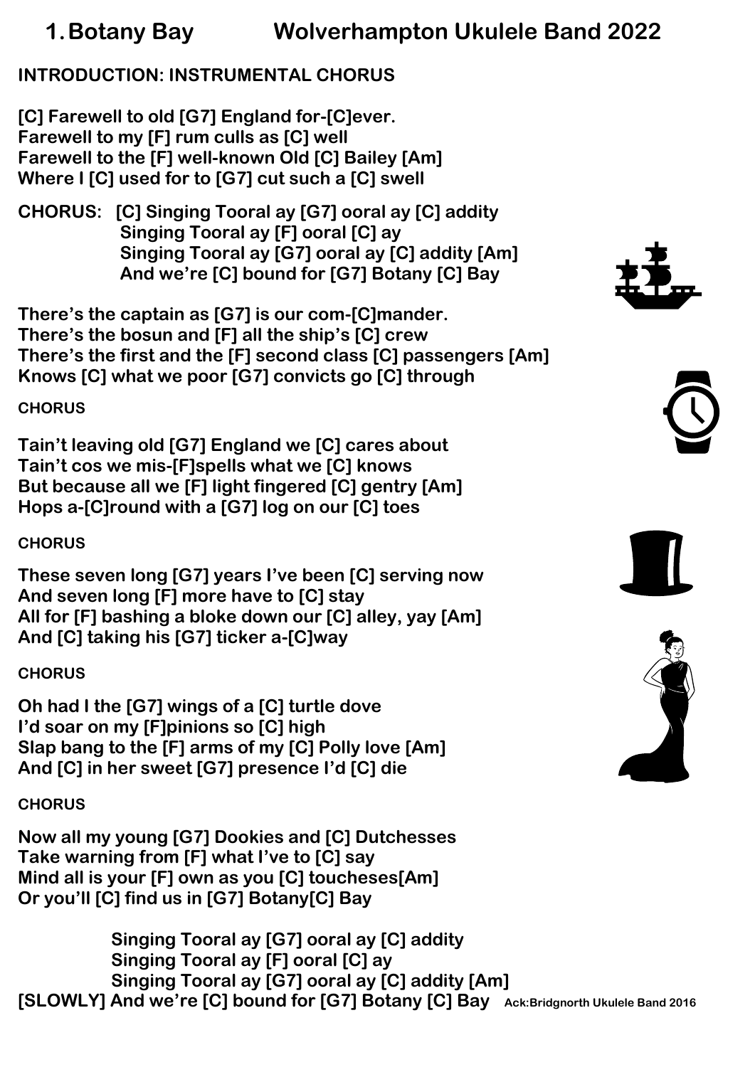# 1. Botany Bay Wolverhampton Ukulele Band 2022

**INTRODUCTION: INSTRUMENTAL CHORUS**

**[C] Farewell to old [G7] England for-[C]ever.**
**Farewell to my [F] rum culls as [C] well**
**Farewell to the [F] well-known Old [C] Bailey [Am]**
**Where I [C] used for to [G7] cut such a [C] swell**

**CHORUS: [C] Singing Tooral ay [G7] ooral ay [C] addity**
**Singing Tooral ay [F] ooral [C] ay**
**Singing Tooral ay [G7] ooral ay [C] addity [Am]**
**And we're [C] bound for [G7] Botany [C] Bay**

**There's the captain as [G7] is our com-[C]mander.**
**There's the bosun and [F] all the ship's [C] crew**
**There's the first and the [F] second class [C] passengers [Am]**
**Knows [C] what we poor [G7] convicts go [C] through**

**CHORUS**

**Tain't leaving old [G7] England we [C] cares about**
**Tain't cos we mis-[F]spells what we [C] knows**
**But because all we [F] light fingered [C] gentry [Am]**
**Hops a-[C]round with a [G7] log on our [C] toes**

**CHORUS**

**These seven long [G7] years I've been [C] serving now**
**And seven long [F] more have to [C] stay**
**All for [F] bashing a bloke down our [C] alley, yay [Am]**
**And [C] taking his [G7] ticker a-[C]way**

**CHORUS**

**Oh had I the [G7] wings of a [C] turtle dove**
**I'd soar on my [F]pinions so [C] high**
**Slap bang to the [F] arms of my [C] Polly love [Am]**
**And [C] in her sweet [G7] presence I'd [C] die**

**CHORUS**

**Now all my young [G7] Dookies and [C] Dutchesses**
**Take warning from [F] what I've to [C] say**
**Mind all is your [F] own as you [C] toucheses[Am]**
**Or you'll [C] find us in [G7] Botany[C] Bay**

**Singing Tooral ay [G7] ooral ay [C] addity**
**Singing Tooral ay [F] ooral [C] ay**
**Singing Tooral ay [G7] ooral ay [C] addity [Am]**
**[SLOWLY] And we're [C] bound for [G7] Botany [C] Bay** Ack:Bridgnorth Ukulele Band 2016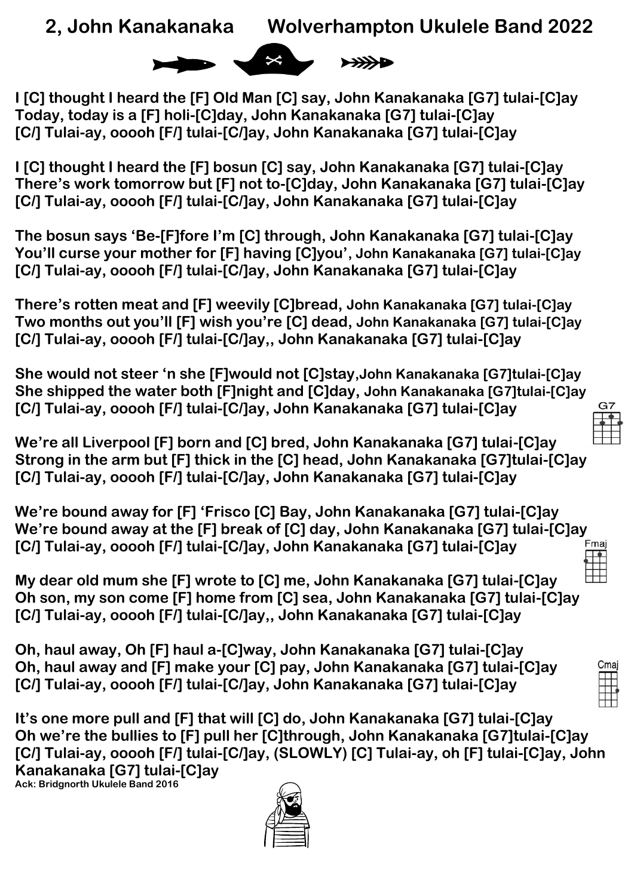# 2, John Kanakanaka      Wolverhampton Ukulele Band 2022

I [C] thought I heard the [F] Old Man [C] say, John Kanakanaka [G7] tulai-[C]ay
Today, today is a [F] holi-[C]day, John Kanakanaka [G7] tulai-[C]ay
[C/] Tulai-ay, ooooh [F/] tulai-[C/]ay, John Kanakanaka [G7] tulai-[C]ay

I [C] thought I heard the [F] bosun [C] say, John Kanakanaka [G7] tulai-[C]ay
There's work tomorrow but [F] not to-[C]day, John Kanakanaka [G7] tulai-[C]ay
[C/] Tulai-ay, ooooh [F/] tulai-[C/]ay, John Kanakanaka [G7] tulai-[C]ay

The bosun says 'Be-[F]fore I'm [C] through, John Kanakanaka [G7] tulai-[C]ay
You'll curse your mother for [F] having [C]you', John Kanakanaka [G7] tulai-[C]ay
[C/] Tulai-ay, ooooh [F/] tulai-[C/]ay, John Kanakanaka [G7] tulai-[C]ay

There's rotten meat and [F] weevily [C]bread, John Kanakanaka [G7] tulai-[C]ay
Two months out you'll [F] wish you're [C] dead, John Kanakanaka [G7] tulai-[C]ay
[C/] Tulai-ay, ooooh [F/] tulai-[C/]ay,, John Kanakanaka [G7] tulai-[C]ay

She would not steer 'n she [F]would not [C]stay,John Kanakanaka [G7]tulai-[C]ay
She shipped the water both [F]night and [C]day, John Kanakanaka [G7]tulai-[C]ay
[C/] Tulai-ay, ooooh [F/] tulai-[C/]ay, John Kanakanaka [G7] tulai-[C]ay

We're all Liverpool [F] born and [C] bred, John Kanakanaka [G7] tulai-[C]ay
Strong in the arm but [F] thick in the [C] head, John Kanakanaka [G7]tulai-[C]ay
[C/] Tulai-ay, ooooh [F/] tulai-[C/]ay, John Kanakanaka [G7] tulai-[C]ay

We're bound away for [F] 'Frisco [C] Bay, John Kanakanaka [G7] tulai-[C]ay
We're bound away at the [F] break of [C] day, John Kanakanaka [G7] tulai-[C]ay
[C/] Tulai-ay, ooooh [F/] tulai-[C/]ay, John Kanakanaka [G7] tulai-[C]ay

My dear old mum she [F] wrote to [C] me, John Kanakanaka [G7] tulai-[C]ay
Oh son, my son come [F] home from [C] sea, John Kanakanaka [G7] tulai-[C]ay
[C/] Tulai-ay, ooooh [F/] tulai-[C/]ay,, John Kanakanaka [G7] tulai-[C]ay

Oh, haul away, Oh [F] haul a-[C]way, John Kanakanaka [G7] tulai-[C]ay
Oh, haul away and [F] make your [C] pay, John Kanakanaka [G7] tulai-[C]ay
[C/] Tulai-ay, ooooh [F/] tulai-[C/]ay, John Kanakanaka [G7] tulai-[C]ay

It's one more pull and [F] that will [C] do, John Kanakanaka [G7] tulai-[C]ay
Oh we're the bullies to [F] pull her [C]through, John Kanakanaka [G7]tulai-[C]ay
[C/] Tulai-ay, ooooh [F/] tulai-[C/]ay, (SLOWLY) [C] Tulai-ay, oh [F] tulai-[C]ay, John Kanakanaka [G7] tulai-[C]ay

G7

Fmaj

Cmaj

Ack: Bridgnorth Ukulele Band 2016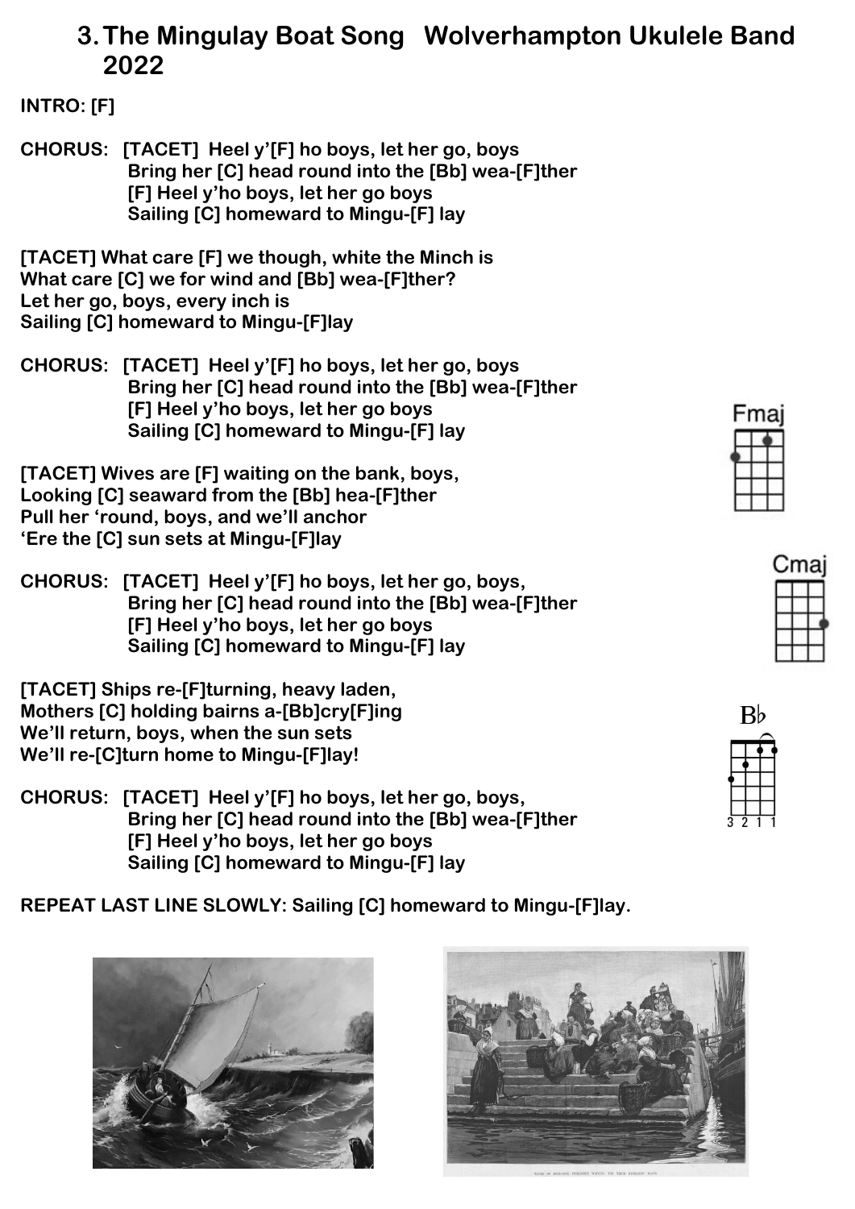# 3. The Mingulay Boat Song   Wolverhampton Ukulele Band 2022

**INTRO: [F]**

**CHORUS: [TACET] Heel y'[F] ho boys, let her go, boys**
**Bring her [C] head round into the [Bb] wea-[F]ther**
**[F] Heel y'ho boys, let her go boys**
**Sailing [C] homeward to Mingu-[F] lay**

**[TACET] What care [F] we though, white the Minch is**
**What care [C] we for wind and [Bb] wea-[F]ther?**
**Let her go, boys, every inch is**
**Sailing [C] homeward to Mingu-[F]lay**

**CHORUS: [TACET] Heel y'[F] ho boys, let her go, boys**
**Bring her [C] head round into the [Bb] wea-[F]ther**
**[F] Heel y'ho boys, let her go boys**
**Sailing [C] homeward to Mingu-[F] lay**

**[TACET] Wives are [F] waiting on the bank, boys,**
**Looking [C] seaward from the [Bb] hea-[F]ther**
**Pull her 'round, boys, and we'll anchor**
**'Ere the [C] sun sets at Mingu-[F]lay**

**CHORUS: [TACET] Heel y'[F] ho boys, let her go, boys,**
**Bring her [C] head round into the [Bb] wea-[F]ther**
**[F] Heel y'ho boys, let her go boys**
**Sailing [C] homeward to Mingu-[F] lay**

**[TACET] Ships re-[F]turning, heavy laden,**
**Mothers [C] holding bairns a-[Bb]cry[F]ing**
**We'll return, boys, when the sun sets**
**We'll re-[C]turn home to Mingu-[F]lay!**

**CHORUS: [TACET] Heel y'[F] ho boys, let her go, boys,**
**Bring her [C] head round into the [Bb] wea-[F]ther**
**[F] Heel y'ho boys, let her go boys**
**Sailing [C] homeward to Mingu-[F] lay**

**REPEAT LAST LINE SLOWLY: Sailing [C] homeward to Mingu-[F]lay.**

Fmaj

Cmaj

Bb

3 2 1 1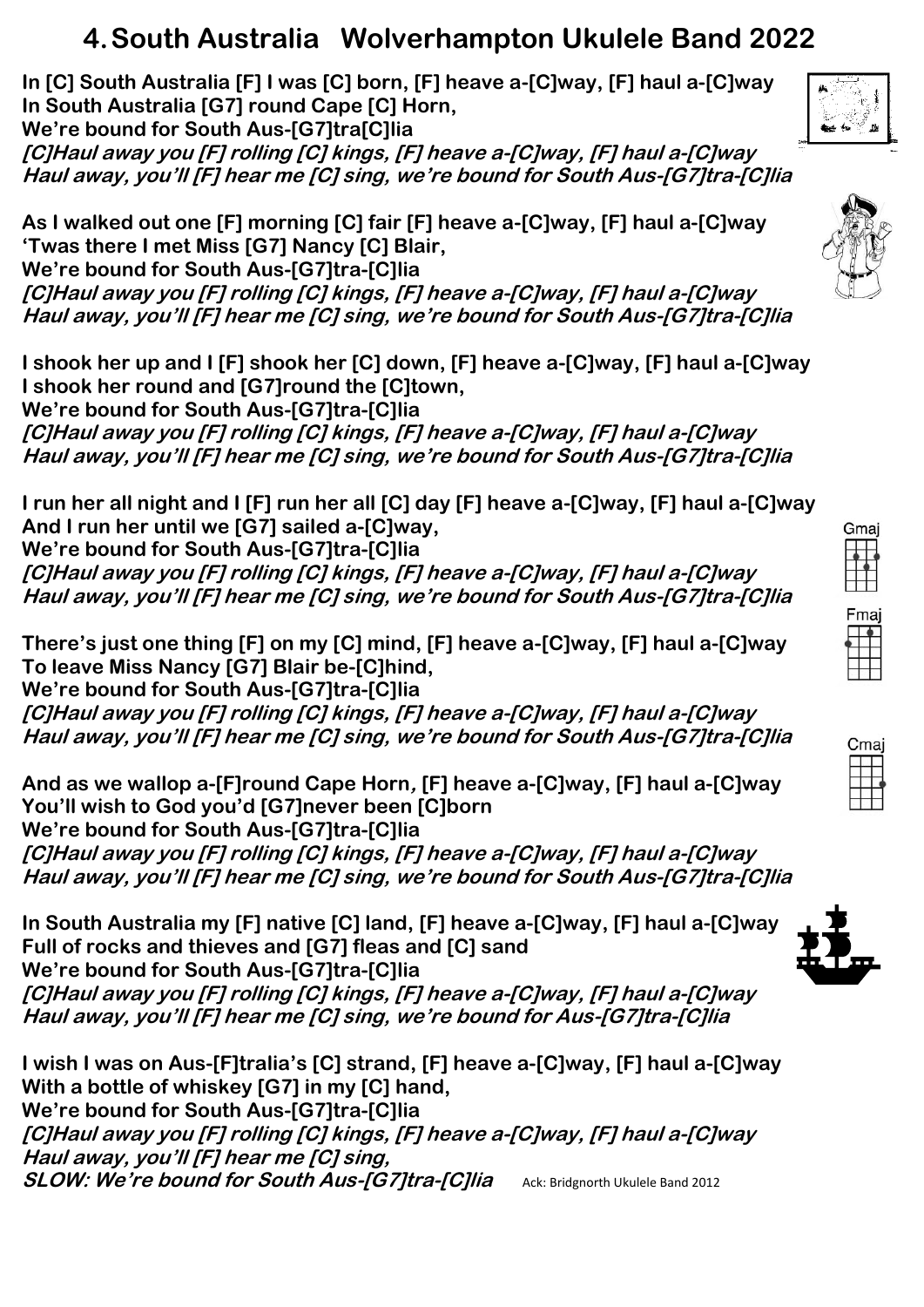# 4. South Australia Wolverhampton Ukulele Band 2022

**In [C] South Australia [F] I was [C] born, [F] heave a-[C]way, [F] haul a-[C]way**
**In South Australia [G7] round Cape [C] Horn,**
**We're bound for South Aus-[G7]tra[C]lia**
***[C]Haul away you [F] rolling [C] kings, [F] heave a-[C]way, [F] haul a-[C]way***
***Haul away, you'll [F] hear me [C] sing, we're bound for South Aus-[G7]tra-[C]lia***

**As I walked out one [F] morning [C] fair [F] heave a-[C]way, [F] haul a-[C]way**
**'Twas there I met Miss [G7] Nancy [C] Blair,**
**We're bound for South Aus-[G7]tra-[C]lia**
***[C]Haul away you [F] rolling [C] kings, [F] heave a-[C]way, [F] haul a-[C]way***
***Haul away, you'll [F] hear me [C] sing, we're bound for South Aus-[G7]tra-[C]lia***

**I shook her up and I [F] shook her [C] down, [F] heave a-[C]way, [F] haul a-[C]way**
**I shook her round and [G7]round the [C]town,**
**We're bound for South Aus-[G7]tra-[C]lia**
***[C]Haul away you [F] rolling [C] kings, [F] heave a-[C]way, [F] haul a-[C]way***
***Haul away, you'll [F] hear me [C] sing, we're bound for South Aus-[G7]tra-[C]lia***

**I run her all night and I [F] run her all [C] day [F] heave a-[C]way, [F] haul a-[C]way**
**And I run her until we [G7] sailed a-[C]way,**
**We're bound for South Aus-[G7]tra-[C]lia**
***[C]Haul away you [F] rolling [C] kings, [F] heave a-[C]way, [F] haul a-[C]way***
***Haul away, you'll [F] hear me [C] sing, we're bound for South Aus-[G7]tra-[C]lia***

Gmaj

Fmaj

**There's just one thing [F] on my [C] mind, [F] heave a-[C]way, [F] haul a-[C]way**
**To leave Miss Nancy [G7] Blair be-[C]hind,**
**We're bound for South Aus-[G7]tra-[C]lia**
***[C]Haul away you [F] rolling [C] kings, [F] heave a-[C]way, [F] haul a-[C]way***
***Haul away, you'll [F] hear me [C] sing, we're bound for South Aus-[G7]tra-[C]lia***

Cmaj

**And as we wallop a-[F]round Cape Horn, [F] heave a-[C]way, [F] haul a-[C]way**
**You'll wish to God you'd [G7]never been [C]born**
**We're bound for South Aus-[G7]tra-[C]lia**
***[C]Haul away you [F] rolling [C] kings, [F] heave a-[C]way, [F] haul a-[C]way***
***Haul away, you'll [F] hear me [C] sing, we're bound for South Aus-[G7]tra-[C]lia***

**In South Australia my [F] native [C] land, [F] heave a-[C]way, [F] haul a-[C]way**
**Full of rocks and thieves and [G7] fleas and [C] sand**
**We're bound for South Aus-[G7]tra-[C]lia**
***[C]Haul away you [F] rolling [C] kings, [F] heave a-[C]way, [F] haul a-[C]way***
***Haul away, you'll [F] hear me [C] sing, we're bound for Aus-[G7]tra-[C]lia***

**I wish I was on Aus-[F]tralia's [C] strand, [F] heave a-[C]way, [F] haul a-[C]way**
**With a bottle of whiskey [G7] in my [C] hand,**
**We're bound for South Aus-[G7]tra-[C]lia**
***[C]Haul away you [F] rolling [C] kings, [F] heave a-[C]way, [F] haul a-[C]way***
***Haul away, you'll [F] hear me [C] sing,***
***SLOW: We're bound for South Aus-[G7]tra-[C]lia*** Ack: Bridgnorth Ukulele Band 2012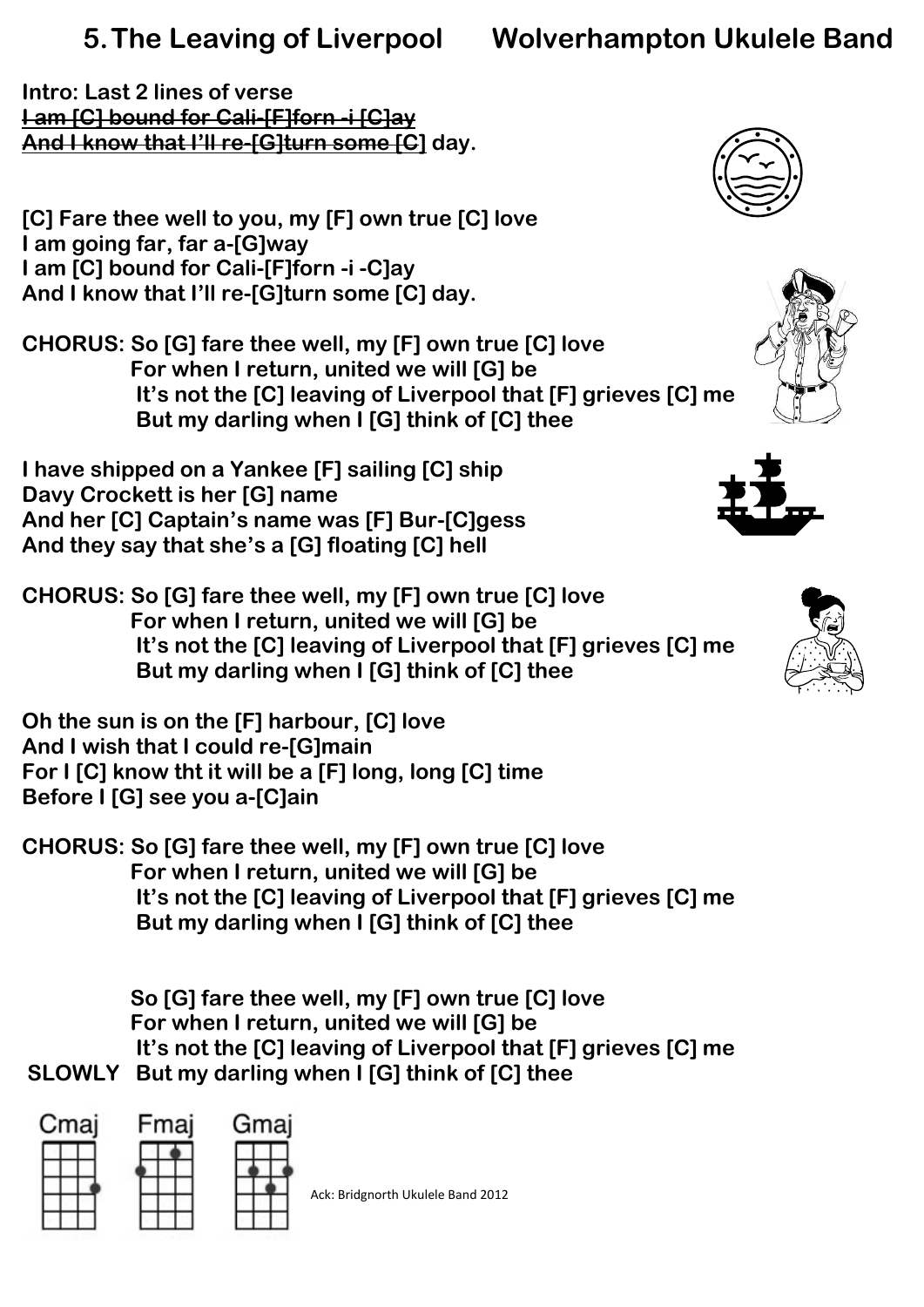# 5. The Leaving of Liverpool Wolverhampton Ukulele Band

**Intro: Last 2 lines of verse**
**~~I am [C] bound for Cali-[F]forn -i [C]ay~~**
**~~And I know that I'll re-[G]turn some [C]~~ day.**

**[C] Fare thee well to you, my [F] own true [C] love**
**I am going far, far a-[G]way**
**I am [C] bound for Cali-[F]forn -i -C]ay**
**And I know that I'll re-[G]turn some [C] day.**

**CHORUS: So [G] fare thee well, my [F] own true [C] love**
**For when I return, united we will [G] be**
**It's not the [C] leaving of Liverpool that [F] grieves [C] me**
**But my darling when I [G] think of [C] thee**

**I have shipped on a Yankee [F] sailing [C] ship**
**Davy Crockett is her [G] name**
**And her [C] Captain's name was [F] Bur-[C]gess**
**And they say that she's a [G] floating [C] hell**

**CHORUS: So [G] fare thee well, my [F] own true [C] love**
**For when I return, united we will [G] be**
**It's not the [C] leaving of Liverpool that [F] grieves [C] me**
**But my darling when I [G] think of [C] thee**

**Oh the sun is on the [F] harbour, [C] love**
**And I wish that I could re-[G]main**
**For I [C] know tht it will be a [F] long, long [C] time**
**Before I [G] see you a-[C]ain**

**CHORUS: So [G] fare thee well, my [F] own true [C] love**
**For when I return, united we will [G] be**
**It's not the [C] leaving of Liverpool that [F] grieves [C] me**
**But my darling when I [G] think of [C] thee**

**So [G] fare thee well, my [F] own true [C] love**
**For when I return, united we will [G] be**
**It's not the [C] leaving of Liverpool that [F] grieves [C] me**
**SLOWLY But my darling when I [G] think of [C] thee**

Cmaj Fmaj Gmaj

Ack: Bridgnorth Ukulele Band 2012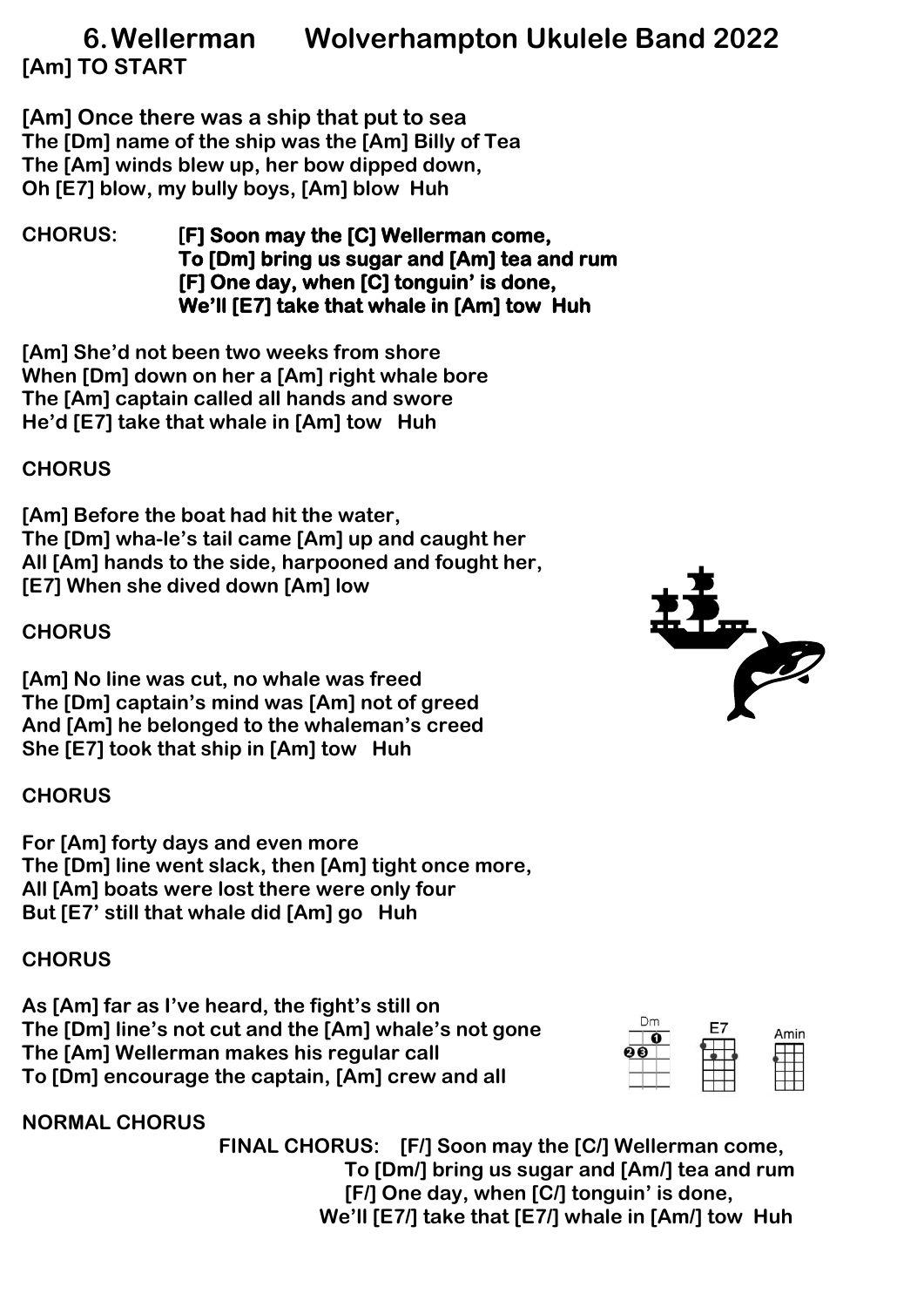# 6. Wellerman Wolverhampton Ukulele Band 2022

**[Am] TO START**

**[Am] Once there was a ship that put to sea**
**The [Dm] name of the ship was the [Am] Billy of Tea**
**The [Am] winds blew up, her bow dipped down,**
**Oh [E7] blow, my bully boys, [Am] blow Huh**

**CHORUS:** **[F] Soon may the [C] Wellerman come,**
**To [Dm] bring us sugar and [Am] tea and rum**
**[F] One day, when [C] tonguin' is done,**
**We'll [E7] take that whale in [Am] tow Huh**

**[Am] She'd not been two weeks from shore**
**When [Dm] down on her a [Am] right whale bore**
**The [Am] captain called all hands and swore**
**He'd [E7] take that whale in [Am] tow Huh**

**CHORUS**

**[Am] Before the boat had hit the water,**
**The [Dm] wha-le's tail came [Am] up and caught her**
**All [Am] hands to the side, harpooned and fought her,**
**[E7] When she dived down [Am] low**

**CHORUS**

**[Am] No line was cut, no whale was freed**
**The [Dm] captain's mind was [Am] not of greed**
**And [Am] he belonged to the whaleman's creed**
**She [E7] took that ship in [Am] tow Huh**

**CHORUS**

**For [Am] forty days and even more**
**The [Dm] line went slack, then [Am] tight once more,**
**All [Am] boats were lost there were only four**
**But [E7' still that whale did [Am] go Huh**

**CHORUS**

**As [Am] far as I've heard, the fight's still on**
**The [Dm] line's not cut and the [Am] whale's not gone**
**The [Am] Wellerman makes his regular call**
**To [Dm] encourage the captain, [Am] crew and all**

Dm E7 Amin

**NORMAL CHORUS**

**FINAL CHORUS: [F/] Soon may the [C/] Wellerman come,**
**To [Dm/] bring us sugar and [Am/] tea and rum**
**[F/] One day, when [C/] tonguin' is done,**
**We'll [E7/] take that [E7/] whale in [Am/] tow Huh**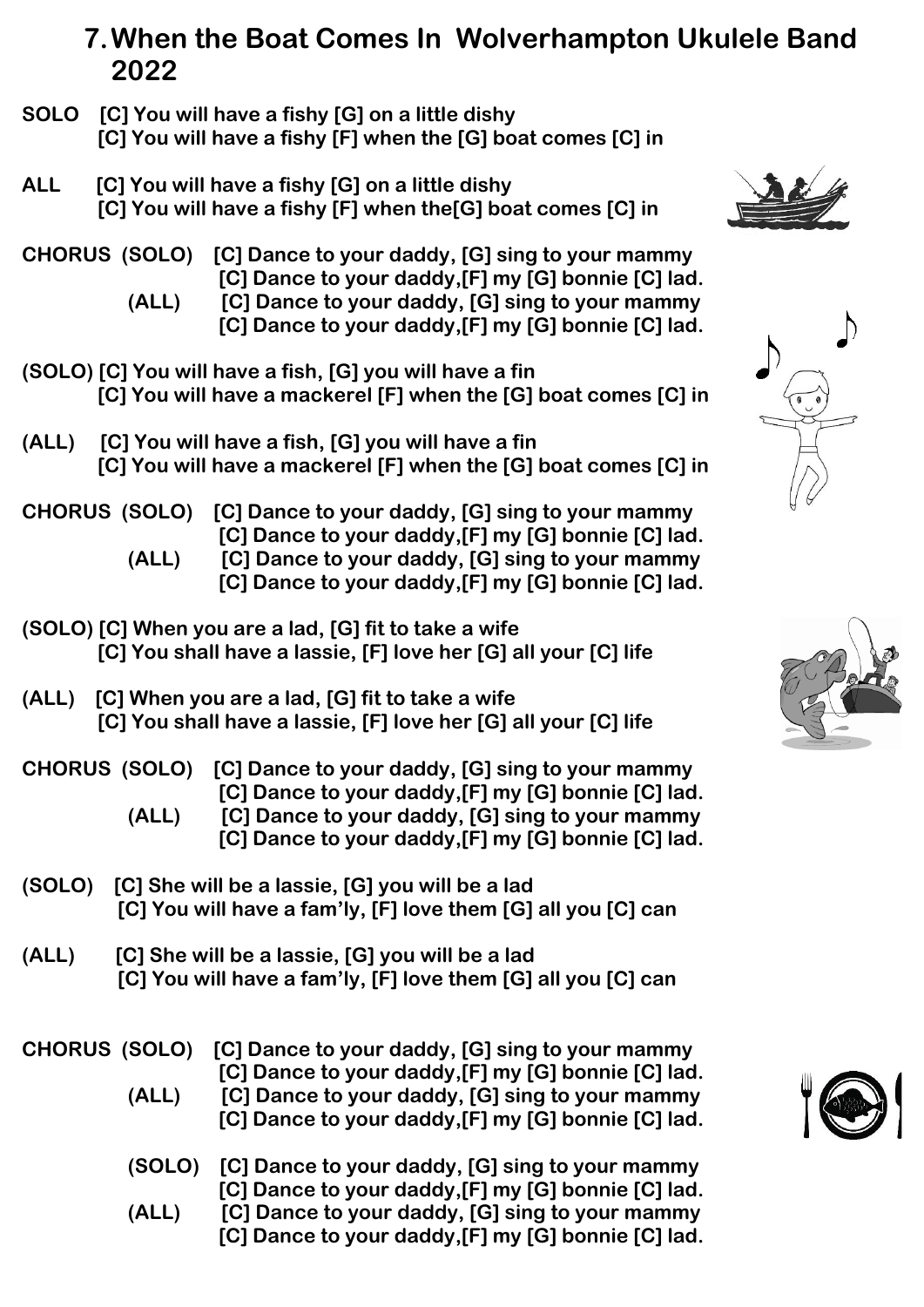# 7. When the Boat Comes In Wolverhampton Ukulele Band 2022

**SOLO [C] You will have a fishy [G] on a little dishy**
**[C] You will have a fishy [F] when the [G] boat comes [C] in**

**ALL [C] You will have a fishy [G] on a little dishy**
**[C] You will have a fishy [F] when the[G] boat comes [C] in**

**CHORUS (SOLO) [C] Dance to your daddy, [G] sing to your mammy**
**[C] Dance to your daddy,[F] my [G] bonnie [C] lad.**
**(ALL) [C] Dance to your daddy, [G] sing to your mammy**
**[C] Dance to your daddy,[F] my [G] bonnie [C] lad.**

**(SOLO) [C] You will have a fish, [G] you will have a fin**
**[C] You will have a mackerel [F] when the [G] boat comes [C] in**

**(ALL) [C] You will have a fish, [G] you will have a fin**
**[C] You will have a mackerel [F] when the [G] boat comes [C] in**

**CHORUS (SOLO) [C] Dance to your daddy, [G] sing to your mammy**
**[C] Dance to your daddy,[F] my [G] bonnie [C] lad.**
**(ALL) [C] Dance to your daddy, [G] sing to your mammy**
**[C] Dance to your daddy,[F] my [G] bonnie [C] lad.**

**(SOLO) [C] When you are a lad, [G] fit to take a wife**
**[C] You shall have a lassie, [F] love her [G] all your [C] life**

**(ALL) [C] When you are a lad, [G] fit to take a wife**
**[C] You shall have a lassie, [F] love her [G] all your [C] life**

**CHORUS (SOLO) [C] Dance to your daddy, [G] sing to your mammy**
**[C] Dance to your daddy,[F] my [G] bonnie [C] lad.**
**(ALL) [C] Dance to your daddy, [G] sing to your mammy**
**[C] Dance to your daddy,[F] my [G] bonnie [C] lad.**

**(SOLO) [C] She will be a lassie, [G] you will be a lad**
**[C] You will have a fam'ly, [F] love them [G] all you [C] can**

**(ALL) [C] She will be a lassie, [G] you will be a lad**
**[C] You will have a fam'ly, [F] love them [G] all you [C] can**

**CHORUS (SOLO) [C] Dance to your daddy, [G] sing to your mammy**
**[C] Dance to your daddy,[F] my [G] bonnie [C] lad.**
**(ALL) [C] Dance to your daddy, [G] sing to your mammy**
**[C] Dance to your daddy,[F] my [G] bonnie [C] lad.**

**(SOLO) [C] Dance to your daddy, [G] sing to your mammy**
**[C] Dance to your daddy,[F] my [G] bonnie [C] lad.**
**(ALL) [C] Dance to your daddy, [G] sing to your mammy**
**[C] Dance to your daddy,[F] my [G] bonnie [C] lad.**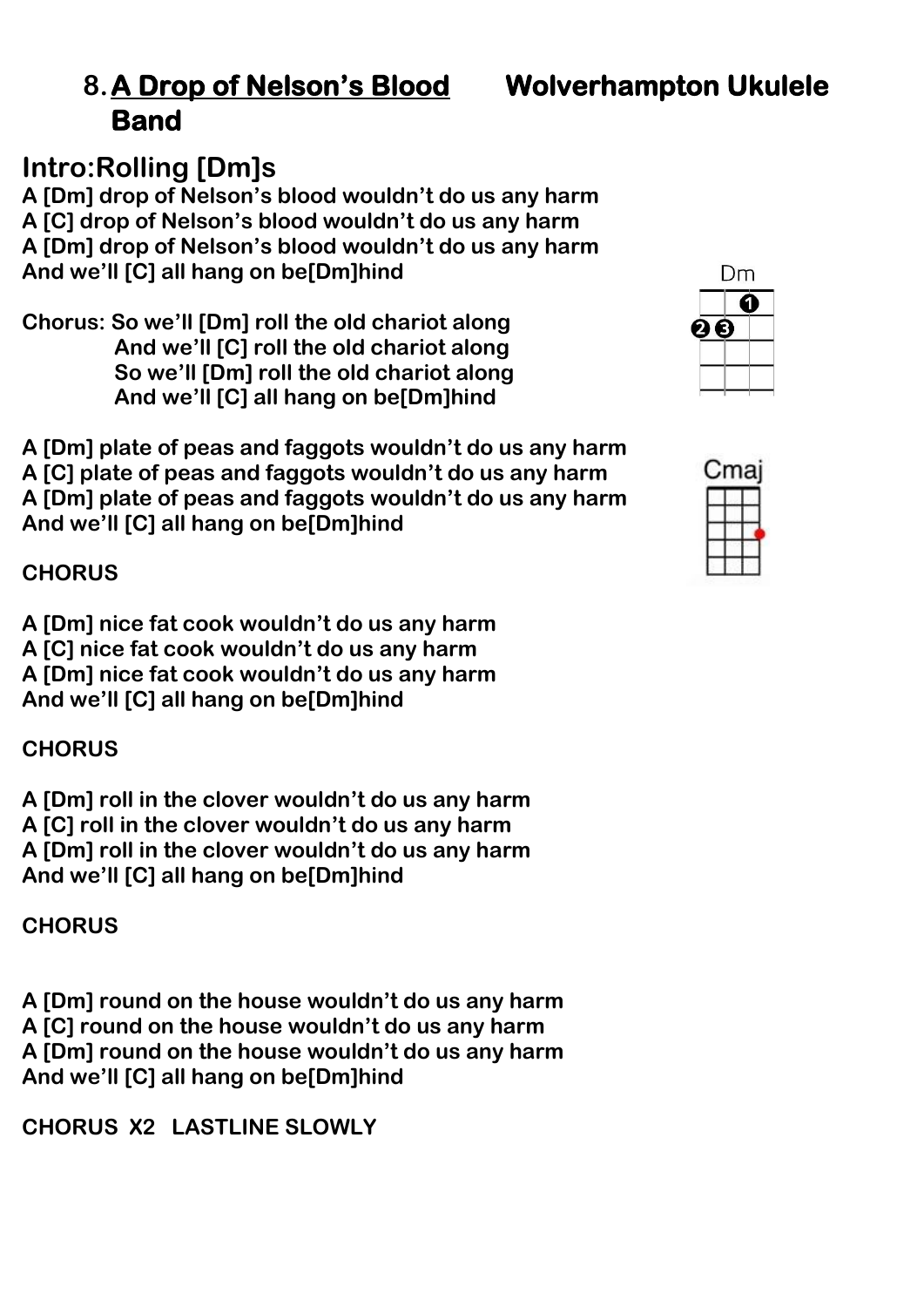# 8. A Drop of Nelson's Blood Wolverhampton Ukulele Band

## Intro:Rolling [Dm]s

A [Dm] drop of Nelson's blood wouldn't do us any harm
A [C] drop of Nelson's blood wouldn't do us any harm
A [Dm] drop of Nelson's blood wouldn't do us any harm
And we'll [C] all hang on be[Dm]hind

Chorus: So we'll [Dm] roll the old chariot along
And we'll [C] roll the old chariot along
So we'll [Dm] roll the old chariot along
And we'll [C] all hang on be[Dm]hind

A [Dm] plate of peas and faggots wouldn't do us any harm
A [C] plate of peas and faggots wouldn't do us any harm
A [Dm] plate of peas and faggots wouldn't do us any harm
And we'll [C] all hang on be[Dm]hind

CHORUS

A [Dm] nice fat cook wouldn't do us any harm
A [C] nice fat cook wouldn't do us any harm
A [Dm] nice fat cook wouldn't do us any harm
And we'll [C] all hang on be[Dm]hind

CHORUS

A [Dm] roll in the clover wouldn't do us any harm
A [C] roll in the clover wouldn't do us any harm
A [Dm] roll in the clover wouldn't do us any harm
And we'll [C] all hang on be[Dm]hind

CHORUS

A [Dm] round on the house wouldn't do us any harm
A [C] round on the house wouldn't do us any harm
A [Dm] round on the house wouldn't do us any harm
And we'll [C] all hang on be[Dm]hind

CHORUS X2 LASTLINE SLOWLY

Dm

Cmaj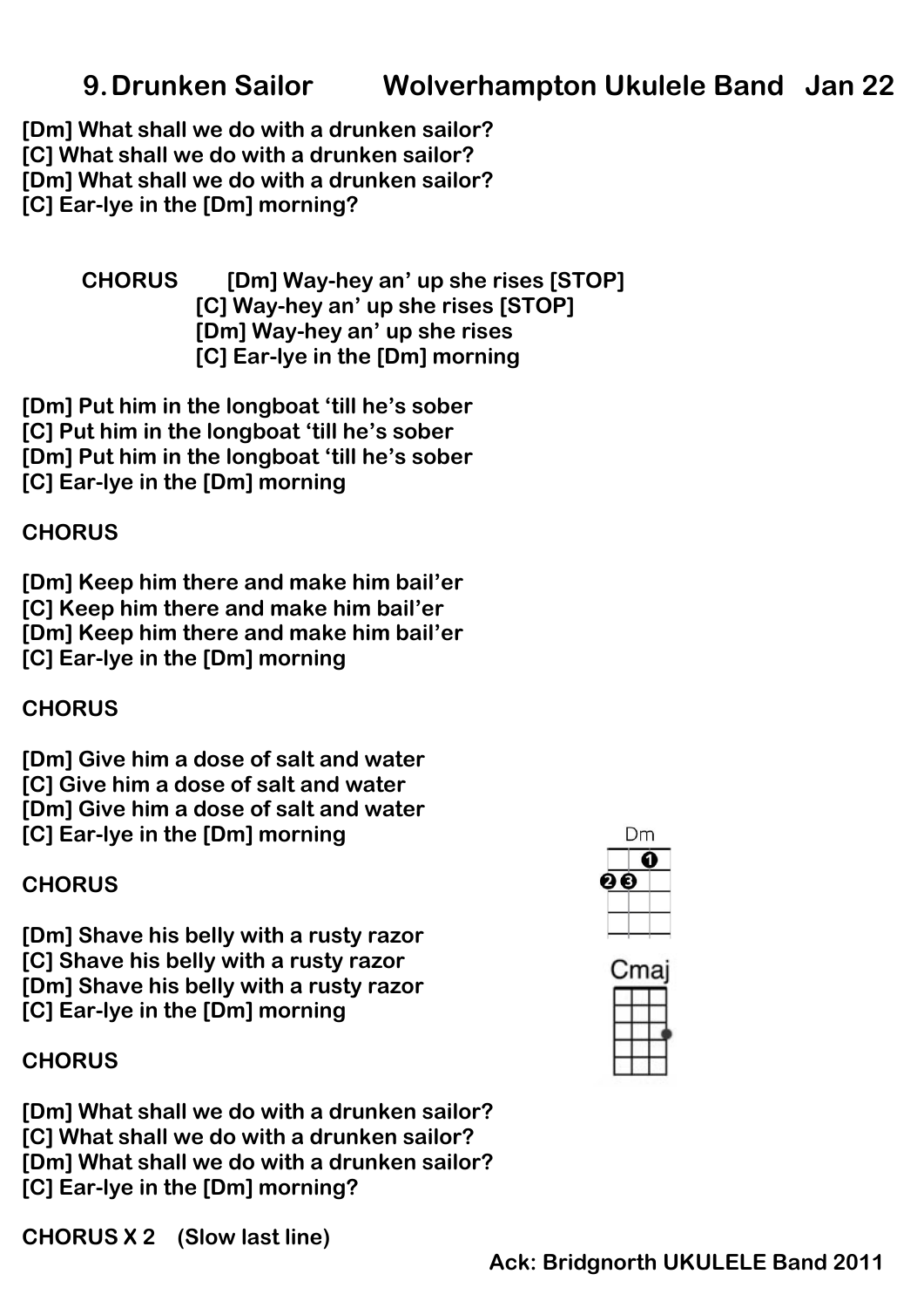# 9. Drunken Sailor Wolverhampton Ukulele Band Jan 22

**[Dm] What shall we do with a drunken sailor?**
**[C] What shall we do with a drunken sailor?**
**[Dm] What shall we do with a drunken sailor?**
**[C] Ear-lye in the [Dm] morning?**

**CHORUS [Dm] Way-hey an' up she rises [STOP]**
**[C] Way-hey an' up she rises [STOP]**
**[Dm] Way-hey an' up she rises**
**[C] Ear-lye in the [Dm] morning**

**[Dm] Put him in the longboat 'till he's sober**
**[C] Put him in the longboat 'till he's sober**
**[Dm] Put him in the longboat 'till he's sober**
**[C] Ear-lye in the [Dm] morning**

**CHORUS**

**[Dm] Keep him there and make him bail'er**
**[C] Keep him there and make him bail'er**
**[Dm] Keep him there and make him bail'er**
**[C] Ear-lye in the [Dm] morning**

**CHORUS**

**[Dm] Give him a dose of salt and water**
**[C] Give him a dose of salt and water**
**[Dm] Give him a dose of salt and water**
**[C] Ear-lye in the [Dm] morning**

**CHORUS**

**[Dm] Shave his belly with a rusty razor**
**[C] Shave his belly with a rusty razor**
**[Dm] Shave his belly with a rusty razor**
**[C] Ear-lye in the [Dm] morning**

**CHORUS**

**[Dm] What shall we do with a drunken sailor?**
**[C] What shall we do with a drunken sailor?**
**[Dm] What shall we do with a drunken sailor?**
**[C] Ear-lye in the [Dm] morning?**

**CHORUS X 2 (Slow last line)**

Dm

Cmaj

**Ack: Bridgnorth UKULELE Band 2011**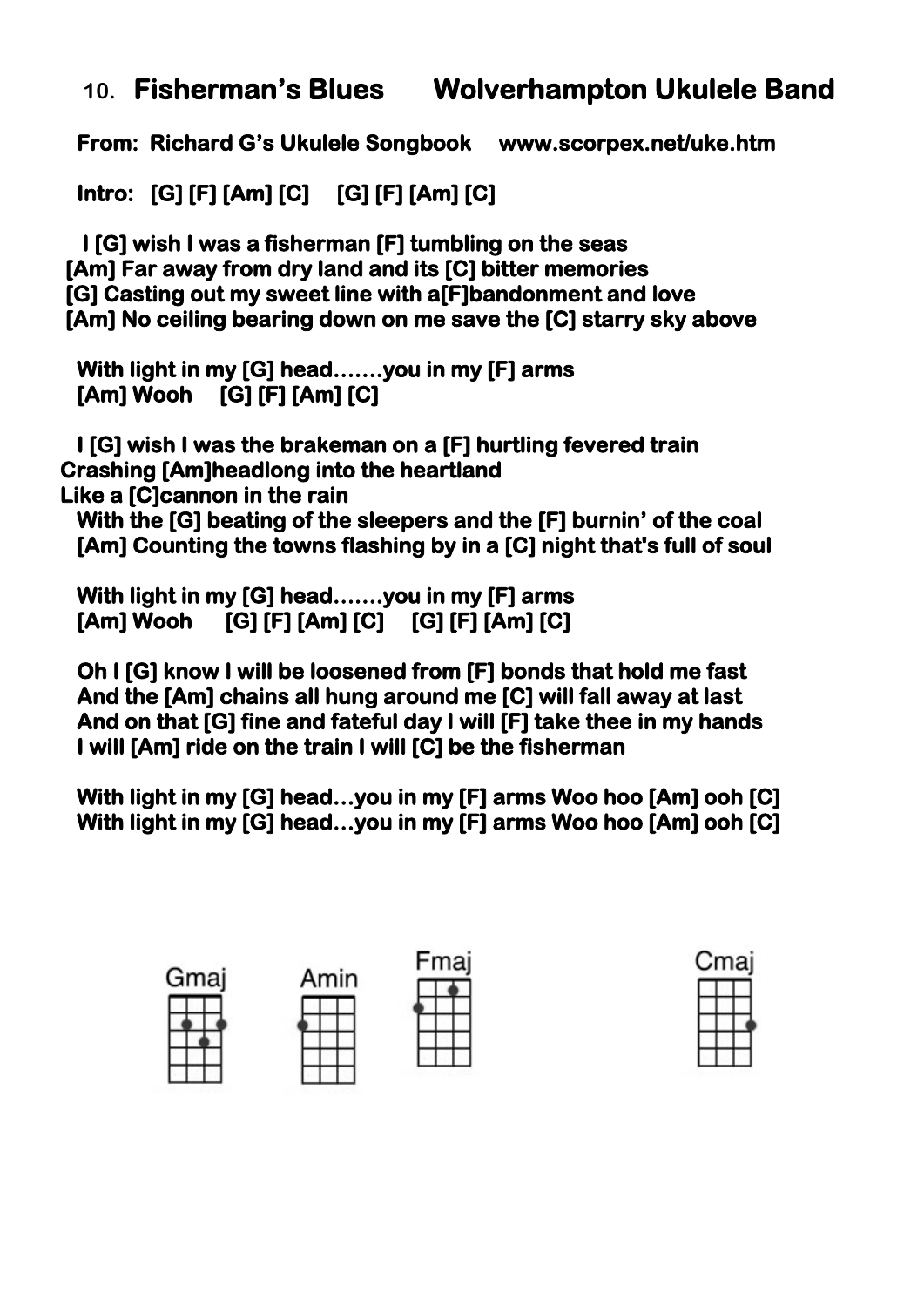# 10. Fisherman's Blues Wolverhampton Ukulele Band

**From: Richard G's Ukulele Songbook www.scorpex.net/uke.htm**

**Intro: [G] [F] [Am] [C] [G] [F] [Am] [C]**

**I [G] wish I was a fisherman [F] tumbling on the seas**
**[Am] Far away from dry land and its [C] bitter memories**
**[G] Casting out my sweet line with a[F]bandonment and love**
**[Am] No ceiling bearing down on me save the [C] starry sky above**

**With light in my [G] head…….you in my [F] arms**
**[Am] Wooh [G] [F] [Am] [C]**

**I [G] wish I was the brakeman on a [F] hurtling fevered train**
**Crashing [Am]headlong into the heartland**
**Like a [C]cannon in the rain**
**With the [G] beating of the sleepers and the [F] burnin' of the coal**
**[Am] Counting the towns flashing by in a [C] night that's full of soul**

**With light in my [G] head…….you in my [F] arms**
**[Am] Wooh [G] [F] [Am] [C] [G] [F] [Am] [C]**

**Oh I [G] know I will be loosened from [F] bonds that hold me fast**
**And the [Am] chains all hung around me [C] will fall away at last**
**And on that [G] fine and fateful day I will [F] take thee in my hands**
**I will [Am] ride on the train I will [C] be the fisherman**

**With light in my [G] head…you in my [F] arms Woo hoo [Am] ooh [C]**
**With light in my [G] head…you in my [F] arms Woo hoo [Am] ooh [C]**

Gmaj Amin Fmaj Cmaj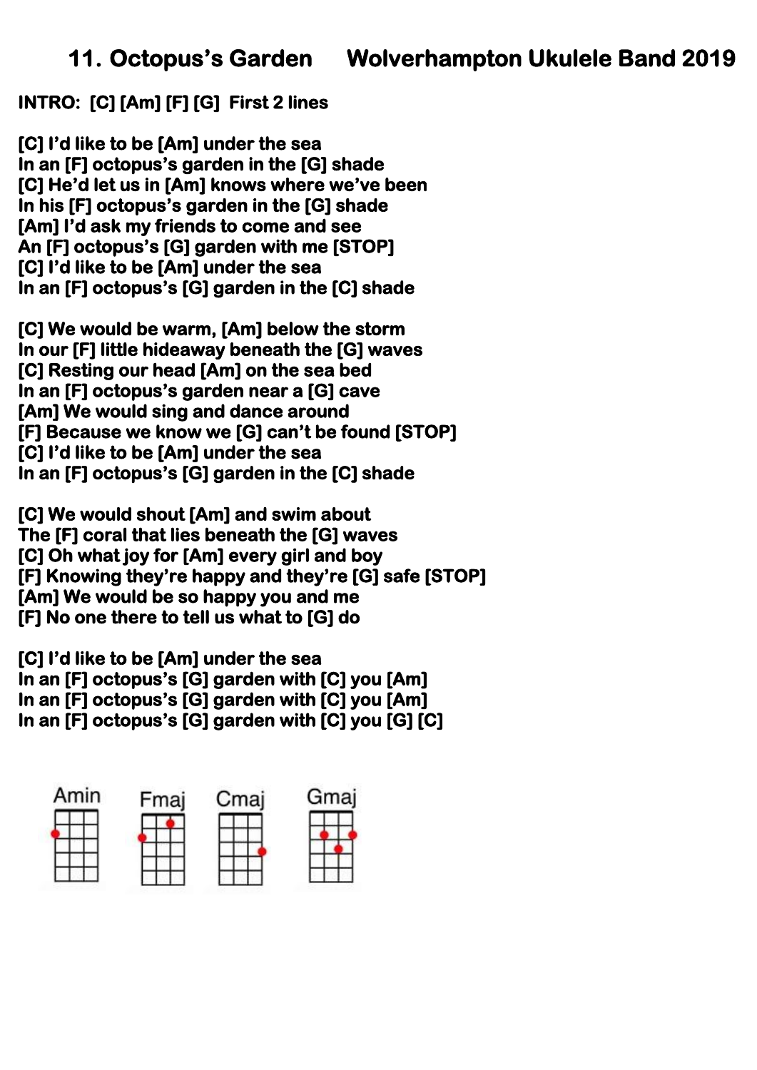# 11. Octopus's Garden     Wolverhampton Ukulele Band 2019

**INTRO: [C] [Am] [F] [G] First 2 lines**

**[C] I'd like to be [Am] under the sea**
**In an [F] octopus's garden in the [G] shade**
**[C] He'd let us in [Am] knows where we've been**
**In his [F] octopus's garden in the [G] shade**
**[Am] I'd ask my friends to come and see**
**An [F] octopus's [G] garden with me [STOP]**
**[C] I'd like to be [Am] under the sea**
**In an [F] octopus's [G] garden in the [C] shade**

**[C] We would be warm, [Am] below the storm**
**In our [F] little hideaway beneath the [G] waves**
**[C] Resting our head [Am] on the sea bed**
**In an [F] octopus's garden near a [G] cave**
**[Am] We would sing and dance around**
**[F] Because we know we [G] can't be found [STOP]**
**[C] I'd like to be [Am] under the sea**
**In an [F] octopus's [G] garden in the [C] shade**

**[C] We would shout [Am] and swim about**
**The [F] coral that lies beneath the [G] waves**
**[C] Oh what joy for [Am] every girl and boy**
**[F] Knowing they're happy and they're [G] safe [STOP]**
**[Am] We would be so happy you and me**
**[F] No one there to tell us what to [G] do**

**[C] I'd like to be [Am] under the sea**
**In an [F] octopus's [G] garden with [C] you [Am]**
**In an [F] octopus's [G] garden with [C] you [Am]**
**In an [F] octopus's [G] garden with [C] you [G] [C]**

Amin     Fmaj     Cmaj     Gmaj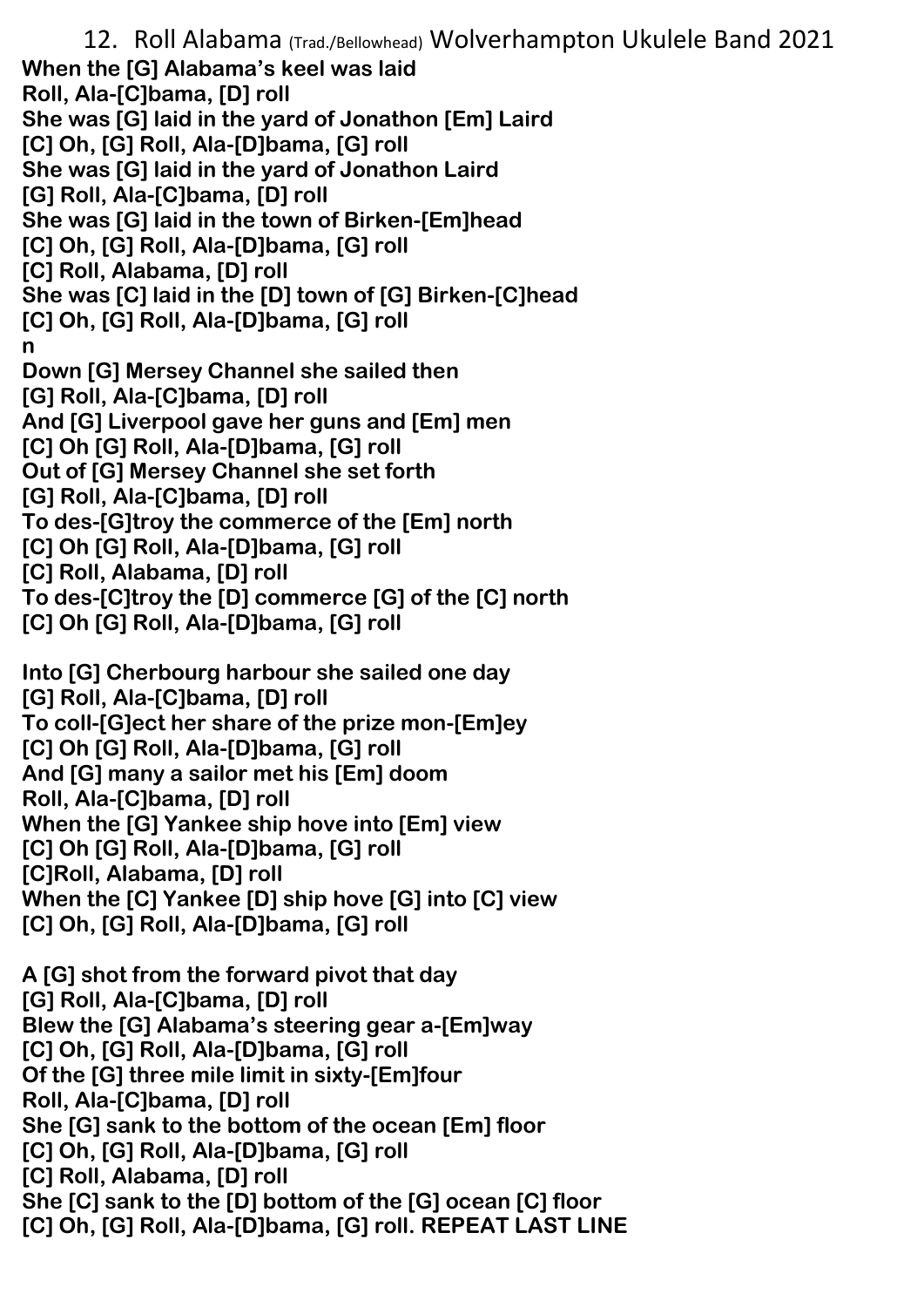# 12. Roll Alabama (Trad./Bellowhead) Wolverhampton Ukulele Band 2021

**When the [G] Alabama's keel was laid**
**Roll, Ala-[C]bama, [D] roll**
**She was [G] laid in the yard of Jonathon [Em] Laird**
**[C] Oh, [G] Roll, Ala-[D]bama, [G] roll**
**She was [G] laid in the yard of Jonathon Laird**
**[G] Roll, Ala-[C]bama, [D] roll**
**She was [G] laid in the town of Birken-[Em]head**
**[C] Oh, [G] Roll, Ala-[D]bama, [G] roll**
**[C] Roll, Alabama, [D] roll**
**She was [C] laid in the [D] town of [G] Birken-[C]head**
**[C] Oh, [G] Roll, Ala-[D]bama, [G] roll**
**n**
**Down [G] Mersey Channel she sailed then**
**[G] Roll, Ala-[C]bama, [D] roll**
**And [G] Liverpool gave her guns and [Em] men**
**[C] Oh [G] Roll, Ala-[D]bama, [G] roll**
**Out of [G] Mersey Channel she set forth**
**[G] Roll, Ala-[C]bama, [D] roll**
**To des-[G]troy the commerce of the [Em] north**
**[C] Oh [G] Roll, Ala-[D]bama, [G] roll**
**[C] Roll, Alabama, [D] roll**
**To des-[C]troy the [D] commerce [G] of the [C] north**
**[C] Oh [G] Roll, Ala-[D]bama, [G] roll**

**Into [G] Cherbourg harbour she sailed one day**
**[G] Roll, Ala-[C]bama, [D] roll**
**To coll-[G]ect her share of the prize mon-[Em]ey**
**[C] Oh [G] Roll, Ala-[D]bama, [G] roll**
**And [G] many a sailor met his [Em] doom**
**Roll, Ala-[C]bama, [D] roll**
**When the [G] Yankee ship hove into [Em] view**
**[C] Oh [G] Roll, Ala-[D]bama, [G] roll**
**[C]Roll, Alabama, [D] roll**
**When the [C] Yankee [D] ship hove [G] into [C] view**
**[C] Oh, [G] Roll, Ala-[D]bama, [G] roll**

**A [G] shot from the forward pivot that day**
**[G] Roll, Ala-[C]bama, [D] roll**
**Blew the [G] Alabama's steering gear a-[Em]way**
**[C] Oh, [G] Roll, Ala-[D]bama, [G] roll**
**Of the [G] three mile limit in sixty-[Em]four**
**Roll, Ala-[C]bama, [D] roll**
**She [G] sank to the bottom of the ocean [Em] floor**
**[C] Oh, [G] Roll, Ala-[D]bama, [G] roll**
**[C] Roll, Alabama, [D] roll**
**She [C] sank to the [D] bottom of the [G] ocean [C] floor**
**[C] Oh, [G] Roll, Ala-[D]bama, [G] roll. REPEAT LAST LINE**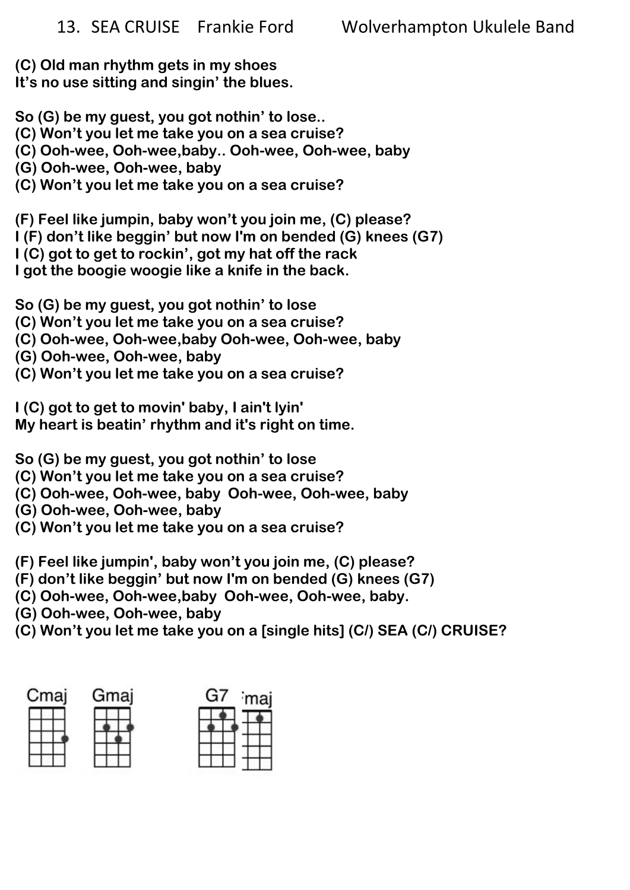# 13. SEA CRUISE Frankie Ford Wolverhampton Ukulele Band

**(C) Old man rhythm gets in my shoes**
**It's no use sitting and singin' the blues.**

**So (G) be my guest, you got nothin' to lose..**
**(C) Won't you let me take you on a sea cruise?**
**(C) Ooh-wee, Ooh-wee,baby.. Ooh-wee, Ooh-wee, baby**
**(G) Ooh-wee, Ooh-wee, baby**
**(C) Won't you let me take you on a sea cruise?**

**(F) Feel like jumpin, baby won't you join me, (C) please?**
**I (F) don't like beggin' but now I'm on bended (G) knees (G7)**
**I (C) got to get to rockin', got my hat off the rack**
**I got the boogie woogie like a knife in the back.**

**So (G) be my guest, you got nothin' to lose**
**(C) Won't you let me take you on a sea cruise?**
**(C) Ooh-wee, Ooh-wee,baby Ooh-wee, Ooh-wee, baby**
**(G) Ooh-wee, Ooh-wee, baby**
**(C) Won't you let me take you on a sea cruise?**

**I (C) got to get to movin' baby, I ain't lyin'**
**My heart is beatin' rhythm and it's right on time.**

**So (G) be my guest, you got nothin' to lose**
**(C) Won't you let me take you on a sea cruise?**
**(C) Ooh-wee, Ooh-wee, baby Ooh-wee, Ooh-wee, baby**
**(G) Ooh-wee, Ooh-wee, baby**
**(C) Won't you let me take you on a sea cruise?**

**(F) Feel like jumpin', baby won't you join me, (C) please?**
**(F) don't like beggin' but now I'm on bended (G) knees (G7)**
**(C) Ooh-wee, Ooh-wee,baby Ooh-wee, Ooh-wee, baby.**
**(G) Ooh-wee, Ooh-wee, baby**
**(C) Won't you let me take you on a [single hits] (C/) SEA (C/) CRUISE?**

Cmaj Gmaj G7 Fmaj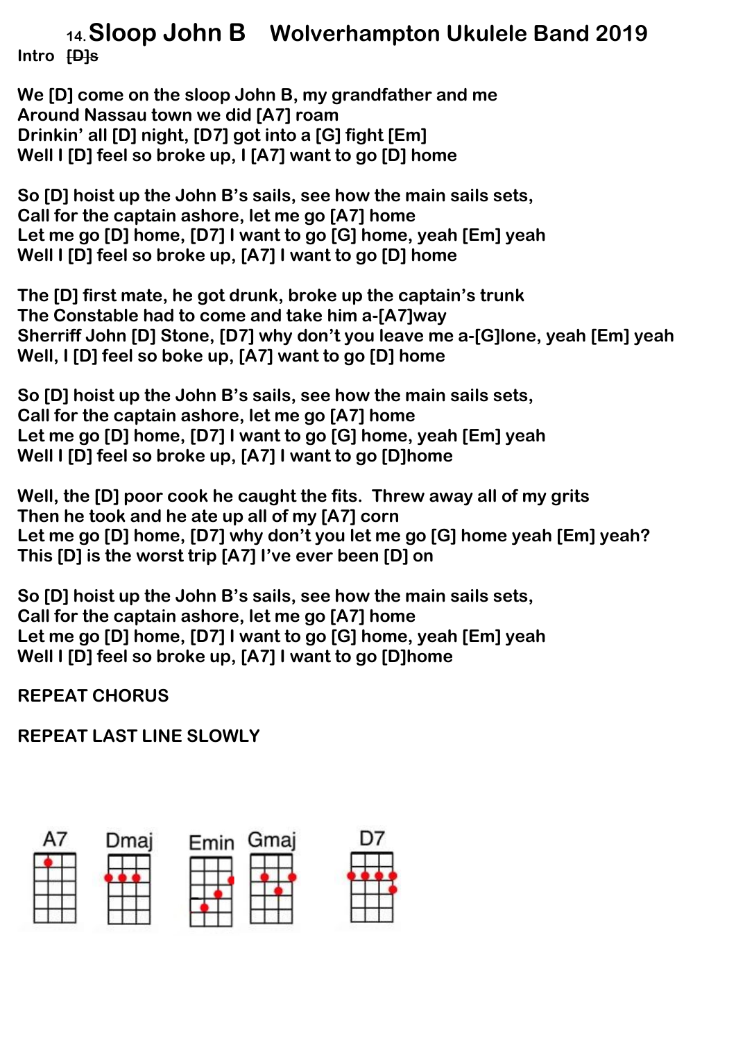# 14. Sloop John B    Wolverhampton Ukulele Band 2019

Intro ~~[D]s~~

We [D] come on the sloop John B, my grandfather and me
Around Nassau town we did [A7] roam
Drinkin' all [D] night, [D7] got into a [G] fight [Em]
Well I [D] feel so broke up, I [A7] want to go [D] home

So [D] hoist up the John B's sails, see how the main sails sets,
Call for the captain ashore, let me go [A7] home
Let me go [D] home, [D7] I want to go [G] home, yeah [Em] yeah
Well I [D] feel so broke up, [A7] I want to go [D] home

The [D] first mate, he got drunk, broke up the captain's trunk
The Constable had to come and take him a-[A7]way
Sherriff John [D] Stone, [D7] why don't you leave me a-[G]lone, yeah [Em] yeah
Well, I [D] feel so boke up, [A7] want to go [D] home

So [D] hoist up the John B's sails, see how the main sails sets,
Call for the captain ashore, let me go [A7] home
Let me go [D] home, [D7] I want to go [G] home, yeah [Em] yeah
Well I [D] feel so broke up, [A7] I want to go [D]home

Well, the [D] poor cook he caught the fits. Threw away all of my grits
Then he took and he ate up all of my [A7] corn
Let me go [D] home, [D7] why don't you let me go [G] home yeah [Em] yeah?
This [D] is the worst trip [A7] I've ever been [D] on

So [D] hoist up the John B's sails, see how the main sails sets,
Call for the captain ashore, let me go [A7] home
Let me go [D] home, [D7] I want to go [G] home, yeah [Em] yeah
Well I [D] feel so broke up, [A7] I want to go [D]home

REPEAT CHORUS

REPEAT LAST LINE SLOWLY

A7    Dmaj    Emin    Gmaj    D7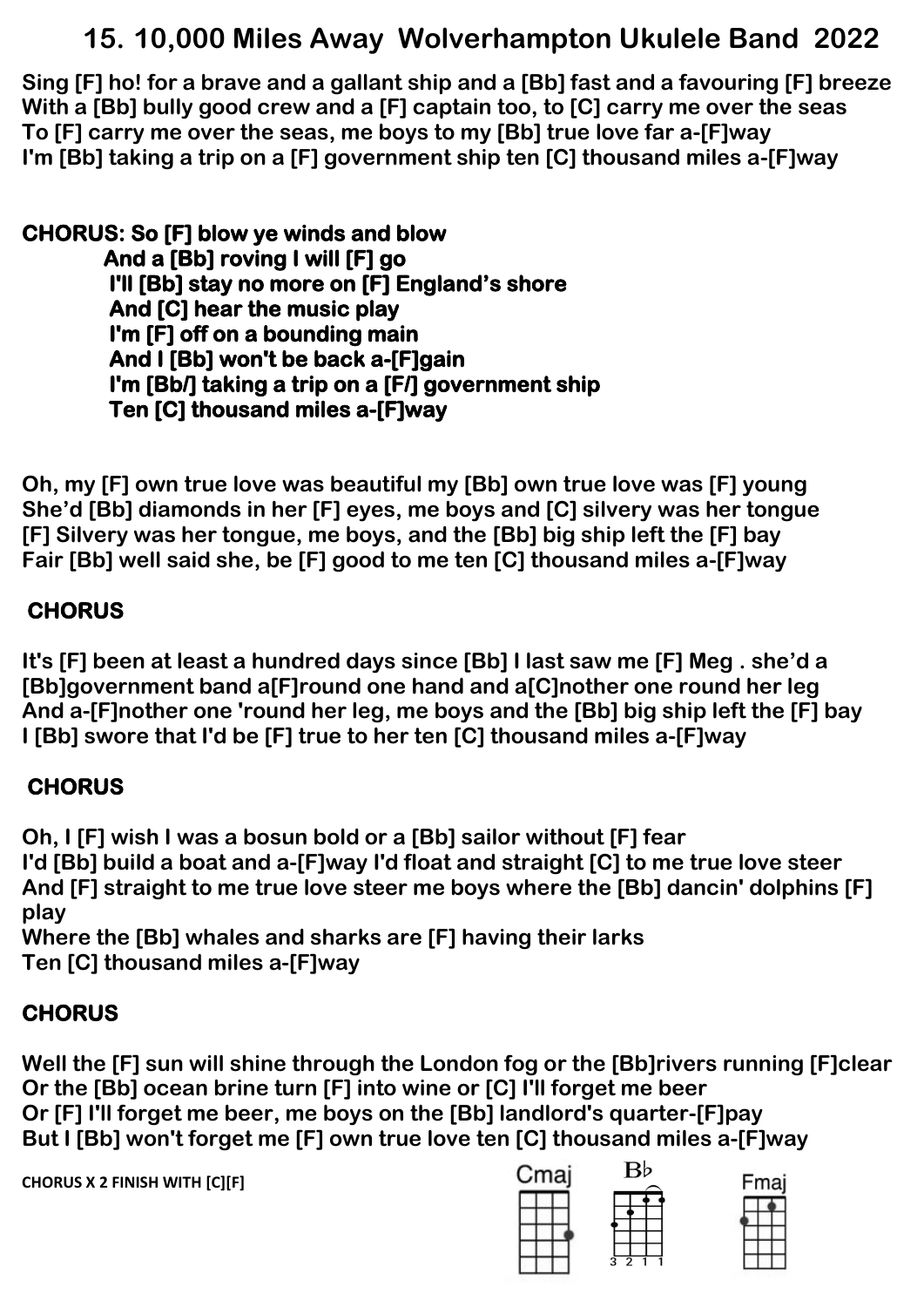# 15. 10,000 Miles Away  Wolverhampton Ukulele Band  2022

**Sing [F] ho! for a brave and a gallant ship and a [Bb] fast and a favouring [F] breeze**
**With a [Bb] bully good crew and a [F] captain too, to [C] carry me over the seas**
**To [F] carry me over the seas, me boys to my [Bb] true love far a-[F]way**
**I'm [Bb] taking a trip on a [F] government ship ten [C] thousand miles a-[F]way**

**CHORUS: So [F] blow ye winds and blow**
**And a [Bb] roving I will [F] go**
**I'll [Bb] stay no more on [F] England's shore**
**And [C] hear the music play**
**I'm [F] off on a bounding main**
**And I [Bb] won't be back a-[F]gain**
**I'm [Bb/] taking a trip on a [F/] government ship**
**Ten [C] thousand miles a-[F]way**

**Oh, my [F] own true love was beautiful my [Bb] own true love was [F] young**
**She'd [Bb] diamonds in her [F] eyes, me boys and [C] silvery was her tongue**
**[F] Silvery was her tongue, me boys, and the [Bb] big ship left the [F] bay**
**Fair [Bb] well said she, be [F] good to me ten [C] thousand miles a-[F]way**

**CHORUS**

**It's [F] been at least a hundred days since [Bb] I last saw me [F] Meg . she'd a**
**[Bb]government band a[F]round one hand and a[C]nother one round her leg**
**And a-[F]nother one 'round her leg, me boys and the [Bb] big ship left the [F] bay**
**I [Bb] swore that I'd be [F] true to her ten [C] thousand miles a-[F]way**

**CHORUS**

**Oh, I [F] wish I was a bosun bold or a [Bb] sailor without [F] fear**
**I'd [Bb] build a boat and a-[F]way I'd float and straight [C] to me true love steer**
**And [F] straight to me true love steer me boys where the [Bb] dancin' dolphins [F] play**
**Where the [Bb] whales and sharks are [F] having their larks**
**Ten [C] thousand miles a-[F]way**

**CHORUS**

**Well the [F] sun will shine through the London fog or the [Bb]rivers running [F]clear**
**Or the [Bb] ocean brine turn [F] into wine or [C] I'll forget me beer**
**Or [F] I'll forget me beer, me boys on the [Bb] landlord's quarter-[F]pay**
**But I [Bb] won't forget me [F] own true love ten [C] thousand miles a-[F]way**

**CHORUS X 2 FINISH WITH [C][F]**

Cmaj   B♭   Fmaj

3 2 1 1